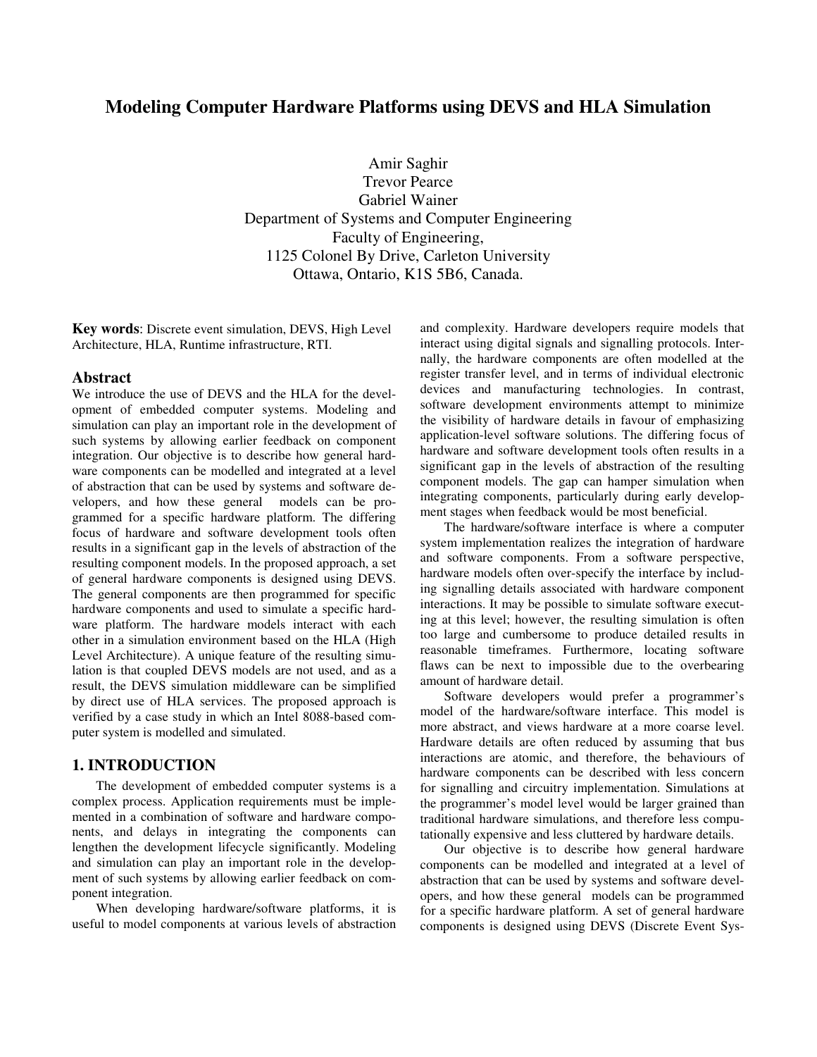# Modeling Computer Hardware Platforms using DEVS and HLA Simulation

Amir Saghir
Trevor Pearce
Gabriel Wainer
Department of Systems and Computer Engineering
Faculty of Engineering,
1125 Colonel By Drive, Carleton University
Ottawa, Ontario, K1S 5B6, Canada.

**Key words**: Discrete event simulation, DEVS, High Level Architecture, HLA, Runtime infrastructure, RTI.

## Abstract

We introduce the use of DEVS and the HLA for the development of embedded computer systems. Modeling and simulation can play an important role in the development of such systems by allowing earlier feedback on component integration. Our objective is to describe how general hardware components can be modelled and integrated at a level of abstraction that can be used by systems and software developers, and how these general models can be programmed for a specific hardware platform. The differing focus of hardware and software development tools often results in a significant gap in the levels of abstraction of the resulting component models. In the proposed approach, a set of general hardware components is designed using DEVS. The general components are then programmed for specific hardware components and used to simulate a specific hardware platform. The hardware models interact with each other in a simulation environment based on the HLA (High Level Architecture). A unique feature of the resulting simulation is that coupled DEVS models are not used, and as a result, the DEVS simulation middleware can be simplified by direct use of HLA services. The proposed approach is verified by a case study in which an Intel 8088-based computer system is modelled and simulated.

## 1. INTRODUCTION

The development of embedded computer systems is a complex process. Application requirements must be implemented in a combination of software and hardware components, and delays in integrating the components can lengthen the development lifecycle significantly. Modeling and simulation can play an important role in the development of such systems by allowing earlier feedback on component integration.

When developing hardware/software platforms, it is useful to model components at various levels of abstraction and complexity. Hardware developers require models that interact using digital signals and signalling protocols. Internally, the hardware components are often modelled at the register transfer level, and in terms of individual electronic devices and manufacturing technologies. In contrast, software development environments attempt to minimize the visibility of hardware details in favour of emphasizing application-level software solutions. The differing focus of hardware and software development tools often results in a significant gap in the levels of abstraction of the resulting component models. The gap can hamper simulation when integrating components, particularly during early development stages when feedback would be most beneficial.

The hardware/software interface is where a computer system implementation realizes the integration of hardware and software components. From a software perspective, hardware models often over-specify the interface by including signalling details associated with hardware component interactions. It may be possible to simulate software executing at this level; however, the resulting simulation is often too large and cumbersome to produce detailed results in reasonable timeframes. Furthermore, locating software flaws can be next to impossible due to the overbearing amount of hardware detail.

Software developers would prefer a programmer's model of the hardware/software interface. This model is more abstract, and views hardware at a more coarse level. Hardware details are often reduced by assuming that bus interactions are atomic, and therefore, the behaviours of hardware components can be described with less concern for signalling and circuitry implementation. Simulations at the programmer's model level would be larger grained than traditional hardware simulations, and therefore less computationally expensive and less cluttered by hardware details.

Our objective is to describe how general hardware components can be modelled and integrated at a level of abstraction that can be used by systems and software developers, and how these general models can be programmed for a specific hardware platform. A set of general hardware components is designed using DEVS (Discrete Event Sys-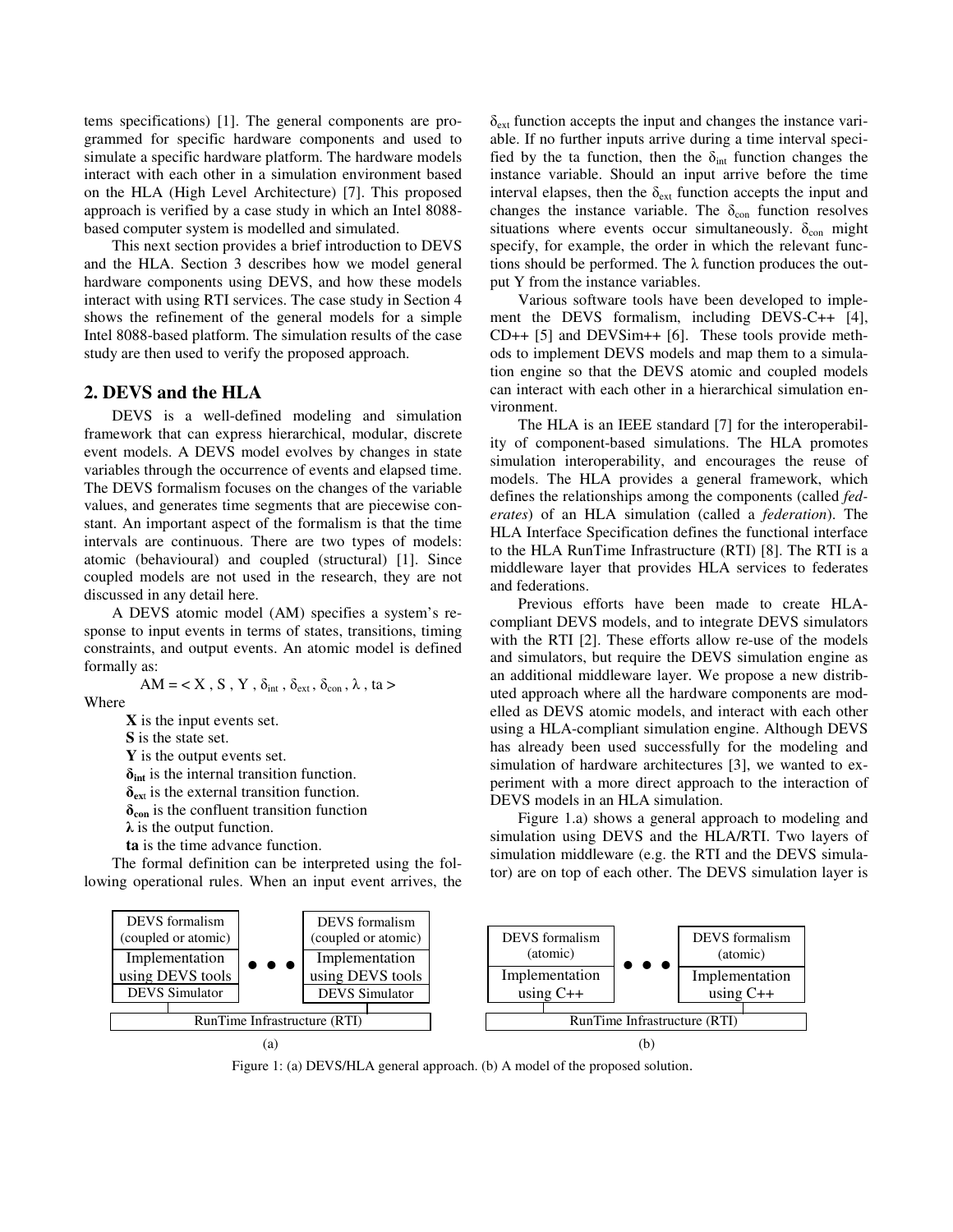tems specifications) [1]. The general components are programmed for specific hardware components and used to simulate a specific hardware platform. The hardware models interact with each other in a simulation environment based on the HLA (High Level Architecture) [7]. This proposed approach is verified by a case study in which an Intel 8088-based computer system is modelled and simulated.

This next section provides a brief introduction to DEVS and the HLA. Section 3 describes how we model general hardware components using DEVS, and how these models interact with using RTI services. The case study in Section 4 shows the refinement of the general models for a simple Intel 8088-based platform. The simulation results of the case study are then used to verify the proposed approach.

## 2. DEVS and the HLA

DEVS is a well-defined modeling and simulation framework that can express hierarchical, modular, discrete event models. A DEVS model evolves by changes in state variables through the occurrence of events and elapsed time. The DEVS formalism focuses on the changes of the variable values, and generates time segments that are piecewise constant. An important aspect of the formalism is that the time intervals are continuous. There are two types of models: atomic (behavioural) and coupled (structural) [1]. Since coupled models are not used in the research, they are not discussed in any detail here.

A DEVS atomic model (AM) specifies a system's response to input events in terms of states, transitions, timing constraints, and output events. An atomic model is defined formally as:

$$AM = < X , S , Y , \delta_{int} , \delta_{ext} , \delta_{con} , \lambda , ta >$$

Where

- **X** is the input events set.
- **S** is the state set.
- **Y** is the output events set.
- $\boldsymbol{\delta_{int}}$ is the internal transition function.
- $\boldsymbol{\delta_{ext}}$ is the external transition function.
- $\boldsymbol{\delta_{con}}$ is the confluent transition function
- $\boldsymbol{\lambda}$ is the output function.
- **ta** is the time advance function.

The formal definition can be interpreted using the following operational rules. When an input event arrives, the $\delta_{ext}$ function accepts the input and changes the instance variable. If no further inputs arrive during a time interval specified by the ta function, then the $\delta_{int}$ function changes the instance variable. Should an input arrive before the time interval elapses, then the $\delta_{ext}$ function accepts the input and changes the instance variable. The $\delta_{con}$ function resolves situations where events occur simultaneously. $\delta_{con}$ might specify, for example, the order in which the relevant functions should be performed. The $\lambda$ function produces the output Y from the instance variables.

Various software tools have been developed to implement the DEVS formalism, including DEVS-C++ [4], CD++ [5] and DEVSim++ [6]. These tools provide methods to implement DEVS models and map them to a simulation engine so that the DEVS atomic and coupled models can interact with each other in a hierarchical simulation environment.

The HLA is an IEEE standard [7] for the interoperability of component-based simulations. The HLA promotes simulation interoperability, and encourages the reuse of models. The HLA provides a general framework, which defines the relationships among the components (called *federates*) of an HLA simulation (called a *federation*). The HLA Interface Specification defines the functional interface to the HLA RunTime Infrastructure (RTI) [8]. The RTI is a middleware layer that provides HLA services to federates and federations.

Previous efforts have been made to create HLA-compliant DEVS models, and to integrate DEVS simulators with the RTI [2]. These efforts allow re-use of the models and simulators, but require the DEVS simulation engine as an additional middleware layer. We propose a new distributed approach where all the hardware components are modelled as DEVS atomic models, and interact with each other using a HLA-compliant simulation engine. Although DEVS has already been used successfully for the modeling and simulation of hardware architectures [3], we wanted to experiment with a more direct approach to the interaction of DEVS models in an HLA simulation.

Figure 1.a) shows a general approach to modeling and simulation using DEVS and the HLA/RTI. Two layers of simulation middleware (e.g. the RTI and the DEVS simulator) are on top of each other. The DEVS simulation layer is

| DEVS formalism (coupled or atomic) | • • • | DEVS formalism (coupled or atomic) |
|---|---|---|
| Implementation using DEVS tools | | Implementation using DEVS tools |
| DEVS Simulator | | DEVS Simulator |
| RunTime Infrastructure (RTI) | | |

(a)

| DEVS formalism (atomic) | • • • | DEVS formalism (atomic) |
|---|---|---|
| Implementation using C++ | | Implementation using C++ |
| RunTime Infrastructure (RTI) | | |

(b)

Figure 1: (a) DEVS/HLA general approach. (b) A model of the proposed solution.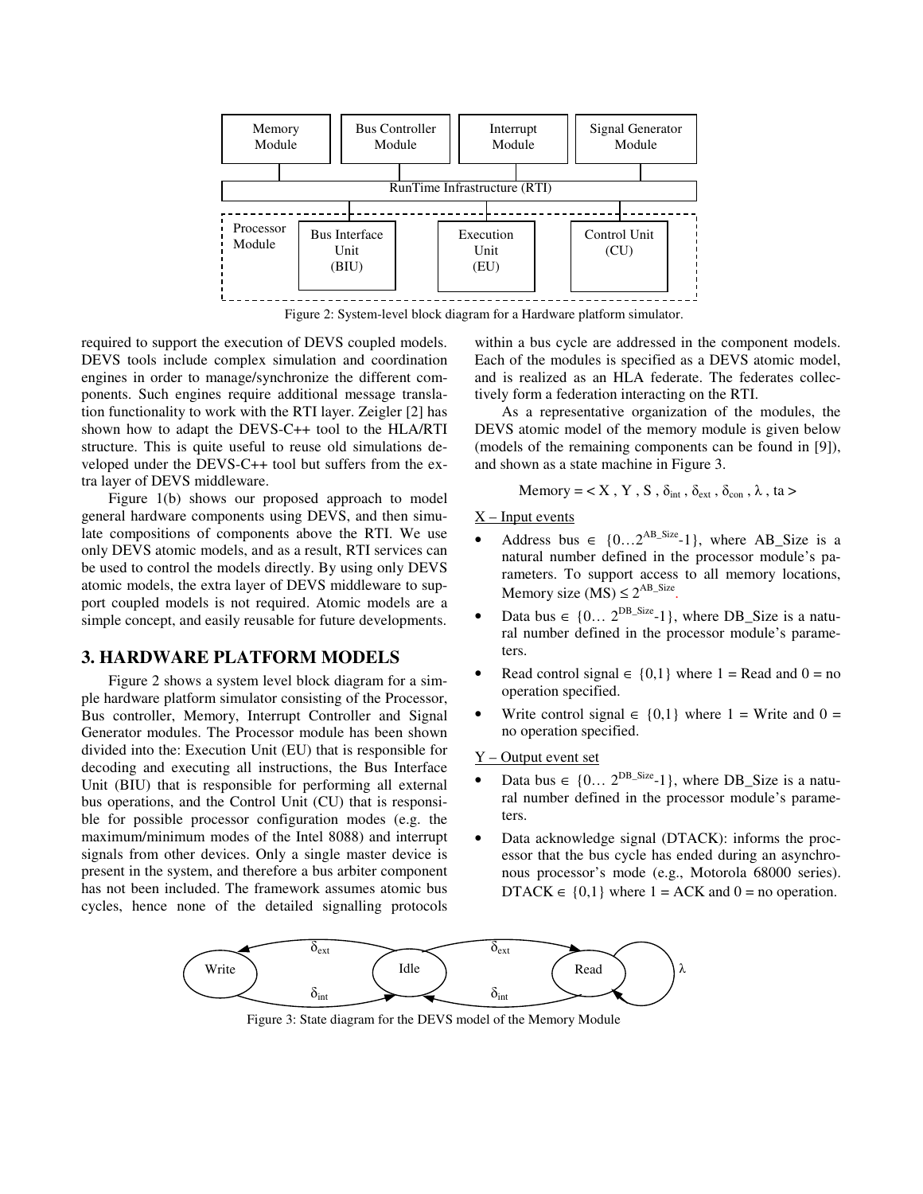Figure 2: System-level block diagram for a Hardware platform simulator.

required to support the execution of DEVS coupled models. DEVS tools include complex simulation and coordination engines in order to manage/synchronize the different components. Such engines require additional message translation functionality to work with the RTI layer. Zeigler [2] has shown how to adapt the DEVS-C++ tool to the HLA/RTI structure. This is quite useful to reuse old simulations developed under the DEVS-C++ tool but suffers from the extra layer of DEVS middleware.

Figure 1(b) shows our proposed approach to model general hardware components using DEVS, and then simulate compositions of components above the RTI. We use only DEVS atomic models, and as a result, RTI services can be used to control the models directly. By using only DEVS atomic models, the extra layer of DEVS middleware to support coupled models is not required. Atomic models are a simple concept, and easily reusable for future developments.

## 3. HARDWARE PLATFORM MODELS

Figure 2 shows a system level block diagram for a simple hardware platform simulator consisting of the Processor, Bus controller, Memory, Interrupt Controller and Signal Generator modules. The Processor module has been shown divided into the: Execution Unit (EU) that is responsible for decoding and executing all instructions, the Bus Interface Unit (BIU) that is responsible for performing all external bus operations, and the Control Unit (CU) that is responsible for possible processor configuration modes (e.g. the maximum/minimum modes of the Intel 8088) and interrupt signals from other devices. Only a single master device is present in the system, and therefore a bus arbiter component has not been included. The framework assumes atomic bus cycles, hence none of the detailed signalling protocols within a bus cycle are addressed in the component models. Each of the modules is specified as a DEVS atomic model, and is realized as an HLA federate. The federates collectively form a federation interacting on the RTI.

As a representative organization of the modules, the DEVS atomic model of the memory module is given below (models of the remaining components can be found in [9]), and shown as a state machine in Figure 3.

$$\text{Memory} = < X\ ,\ Y\ ,\ S\ ,\ \delta_{int}\ ,\ \delta_{ext}\ ,\ \delta_{con}\ ,\ \lambda\ ,\ ta >$$

X – Input events

- Address bus $\in \{0 \ldots 2^{AB\_Size}-1\}$, where AB_Size is a natural number defined in the processor module's parameters. To support access to all memory locations, Memory size (MS) $\leq 2^{AB\_Size}$.
- Data bus $\in \{0 \ldots 2^{DB\_Size}-1\}$, where DB_Size is a natural number defined in the processor module's parameters.
- Read control signal $\in \{0,1\}$ where 1 = Read and 0 = no operation specified.
- Write control signal $\in \{0,1\}$ where 1 = Write and 0 = no operation specified.

Y – Output event set

- Data bus $\in \{0 \ldots 2^{DB\_Size}-1\}$, where DB_Size is a natural number defined in the processor module's parameters.
- Data acknowledge signal (DTACK): informs the processor that the bus cycle has ended during an asynchronous processor's mode (e.g., Motorola 68000 series). DTACK $\in \{0,1\}$ where 1 = ACK and 0 = no operation.

Figure 3: State diagram for the DEVS model of the Memory Module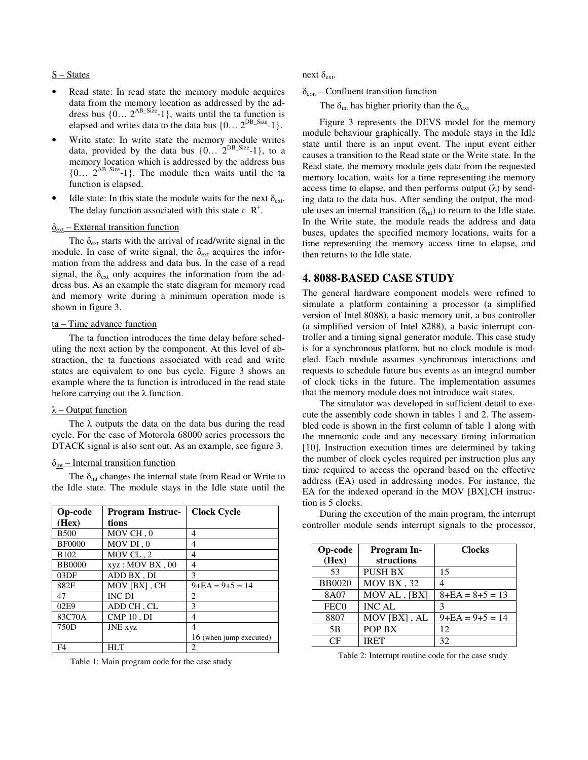S – States

- Read state: In read state the memory module acquires data from the memory location as addressed by the address bus $\{0\ldots 2^{AB\_Size}-1\}$, waits until the ta function is elapsed and writes data to the data bus $\{0\ldots 2^{DB\_Size}-1\}$.
- Write state: In write state the memory module writes data, provided by the data bus $\{0\ldots 2^{DB\_Size}-1\}$, to a memory location which is addressed by the address bus $\{0\ldots 2^{AB\_Size}-1\}$. The module then waits until the ta function is elapsed.
- Idle state: In this state the module waits for the next $\delta_{ext}$. The delay function associated with this state $\in R^+$.

$\delta_{ext}$ – External transition function

The $\delta_{ext}$ starts with the arrival of read/write signal in the module. In case of write signal, the $\delta_{ext}$ acquires the information from the address and data bus. In the case of a read signal, the $\delta_{ext}$ only acquires the information from the address bus. As an example the state diagram for memory read and memory write during a minimum operation mode is shown in figure 3.

ta – Time advance function

The ta function introduces the time delay before scheduling the next action by the component. At this level of abstraction, the ta functions associated with read and write states are equivalent to one bus cycle. Figure 3 shows an example where the ta function is introduced in the read state before carrying out the λ function.

λ – Output function

The λ outputs the data on the data bus during the read cycle. For the case of Motorola 68000 series processors the DTACK signal is also sent out. As an example, see figure 3.

$\delta_{int}$ – Internal transition function

The $\delta_{int}$ changes the internal state from Read or Write to the Idle state. The module stays in the Idle state until the next $\delta_{ext}$.

$\delta_{con}$ – Confluent transition function

The $\delta_{int}$ has higher priority than the $\delta_{ext}$

Figure 3 represents the DEVS model for the memory module behaviour graphically. The module stays in the Idle state until there is an input event. The input event either causes a transition to the Read state or the Write state. In the Read state, the memory module gets data from the requested memory location, waits for a time representing the memory access time to elapse, and then performs output (λ) by sending data to the data bus. After sending the output, the module uses an internal transition ($\delta_{int}$) to return to the Idle state. In the Write state, the module reads the address and data buses, updates the specified memory locations, waits for a time representing the memory access time to elapse, and then returns to the Idle state.

## 4. 8088-BASED CASE STUDY

The general hardware component models were refined to simulate a platform containing a processor (a simplified version of Intel 8088), a basic memory unit, a bus controller (a simplified version of Intel 8288), a basic interrupt controller and a timing signal generator module. This case study is for a synchronous platform, but no clock module is modeled. Each module assumes synchronous interactions and requests to schedule future bus events as an integral number of clock ticks in the future. The implementation assumes that the memory module does not introduce wait states.

The simulator was developed in sufficient detail to execute the assembly code shown in tables 1 and 2. The assembled code is shown in the first column of table 1 along with the mnemonic code and any necessary timing information [10]. Instruction execution times are determined by taking the number of clock cycles required per instruction plus any time required to access the operand based on the effective address (EA) used in addressing modes. For instance, the EA for the indexed operand in the MOV [BX],CH instruction is 5 clocks.

During the execution of the main program, the interrupt controller module sends interrupt signals to the processor,

| Op-code (Hex) | Program Instructions | Clock Cycle |
|---|---|---|
| B500 | MOV CH , 0 | 4 |
| BF0000 | MOV DI , 0 | 4 |
| B102 | MOV CL , 2 | 4 |
| BB0000 | xyz : MOV BX , 00 | 4 |
| 03DF | ADD BX , DI | 3 |
| 882F | MOV [BX] , CH | 9+EA = 9+5 = 14 |
| 47 | INC DI | 2 |
| 02E9 | ADD CH , CL | 3 |
| 83C70A | CMP 10 , DI | 4 |
| 750D | JNE xyz | 4<br>16 (when jump executed) |
| F4 | HLT | 2 |

Table 1: Main program code for the case study

| Op-code (Hex) | Program Instructions | Clocks |
|---|---|---|
| 53 | PUSH BX | 15 |
| BB0020 | MOV BX , 32 | 4 |
| 8A07 | MOV AL , [BX] | 8+EA = 8+5 = 13 |
| FEC0 | INC AL | 3 |
| 8807 | MOV [BX] , AL | 9+EA = 9+5 = 14 |
| 5B | POP BX | 12 |
| CF | IRET | 32 |

Table 2: Interrupt routine code for the case study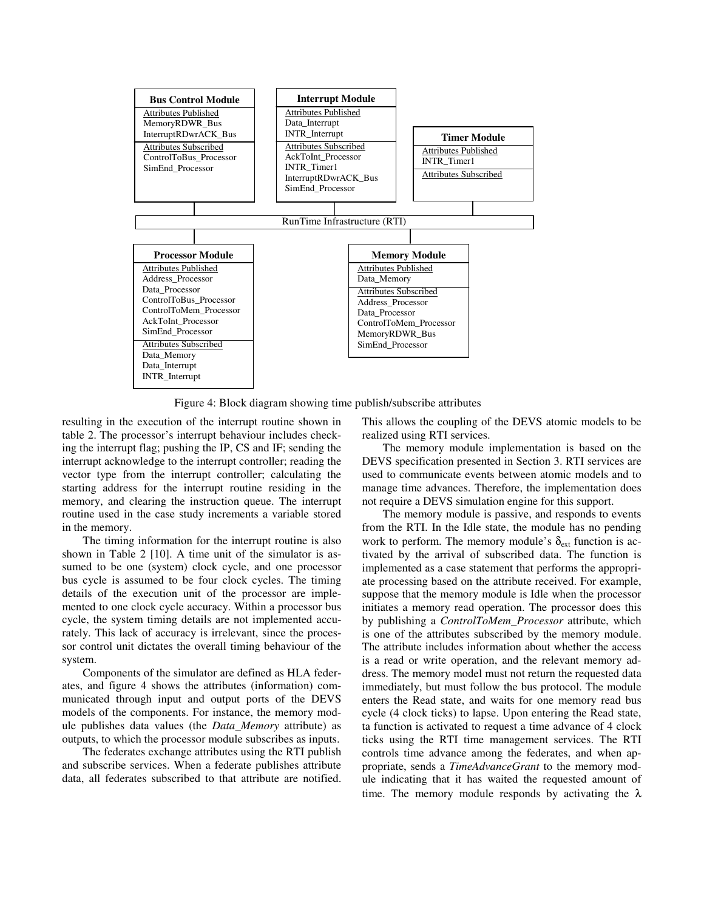**Bus Control Module**

Attributes Published
- MemoryRDWR_Bus
- InterruptRDwrACK_Bus

Attributes Subscribed
- ControlToBus_Processor
- SimEnd_Processor

**Interrupt Module**

Attributes Published
- Data_Interrupt
- INTR_Interrupt

Attributes Subscribed
- AckToInt_Processor
- INTR_Timer1
- InterruptRDwrACK_Bus
- SimEnd_Processor

**Timer Module**

Attributes Published
- INTR_Timer1

Attributes Subscribed

RunTime Infrastructure (RTI)

**Processor Module**

Attributes Published
- Address_Processor
- Data_Processor
- ControlToBus_Processor
- ControlToMem_Processor
- AckToInt_Processor
- SimEnd_Processor

Attributes Subscribed
- Data_Memory
- Data_Interrupt
- INTR_Interrupt

**Memory Module**

Attributes Published
- Data_Memory

Attributes Subscribed
- Address_Processor
- Data_Processor
- ControlToMem_Processor
- MemoryRDWR_Bus
- SimEnd_Processor

Figure 4: Block diagram showing time publish/subscribe attributes

resulting in the execution of the interrupt routine shown in table 2. The processor's interrupt behaviour includes checking the interrupt flag; pushing the IP, CS and IF; sending the interrupt acknowledge to the interrupt controller; reading the vector type from the interrupt controller; calculating the starting address for the interrupt routine residing in the memory, and clearing the instruction queue. The interrupt routine used in the case study increments a variable stored in the memory.

The timing information for the interrupt routine is also shown in Table 2 [10]. A time unit of the simulator is assumed to be one (system) clock cycle, and one processor bus cycle is assumed to be four clock cycles. The timing details of the execution unit of the processor are implemented to one clock cycle accuracy. Within a processor bus cycle, the system timing details are not implemented accurately. This lack of accuracy is irrelevant, since the processor control unit dictates the overall timing behaviour of the system.

Components of the simulator are defined as HLA federates, and figure 4 shows the attributes (information) communicated through input and output ports of the DEVS models of the components. For instance, the memory module publishes data values (the *Data_Memory* attribute) as outputs, to which the processor module subscribes as inputs.

The federates exchange attributes using the RTI publish and subscribe services. When a federate publishes attribute data, all federates subscribed to that attribute are notified. This allows the coupling of the DEVS atomic models to be realized using RTI services.

The memory module implementation is based on the DEVS specification presented in Section 3. RTI services are used to communicate events between atomic models and to manage time advances. Therefore, the implementation does not require a DEVS simulation engine for this support.

The memory module is passive, and responds to events from the RTI. In the Idle state, the module has no pending work to perform. The memory module's $\delta_{ext}$ function is activated by the arrival of subscribed data. The function is implemented as a case statement that performs the appropriate processing based on the attribute received. For example, suppose that the memory module is Idle when the processor initiates a memory read operation. The processor does this by publishing a *ControlToMem_Processor* attribute, which is one of the attributes subscribed by the memory module. The attribute includes information about whether the access is a read or write operation, and the relevant memory address. The memory model must not return the requested data immediately, but must follow the bus protocol. The module enters the Read state, and waits for one memory read bus cycle (4 clock ticks) to lapse. Upon entering the Read state, ta function is activated to request a time advance of 4 clock ticks using the RTI time management services. The RTI controls time advance among the federates, and when appropriate, sends a *TimeAdvanceGrant* to the memory module indicating that it has waited the requested amount of time. The memory module responds by activating the $\lambda$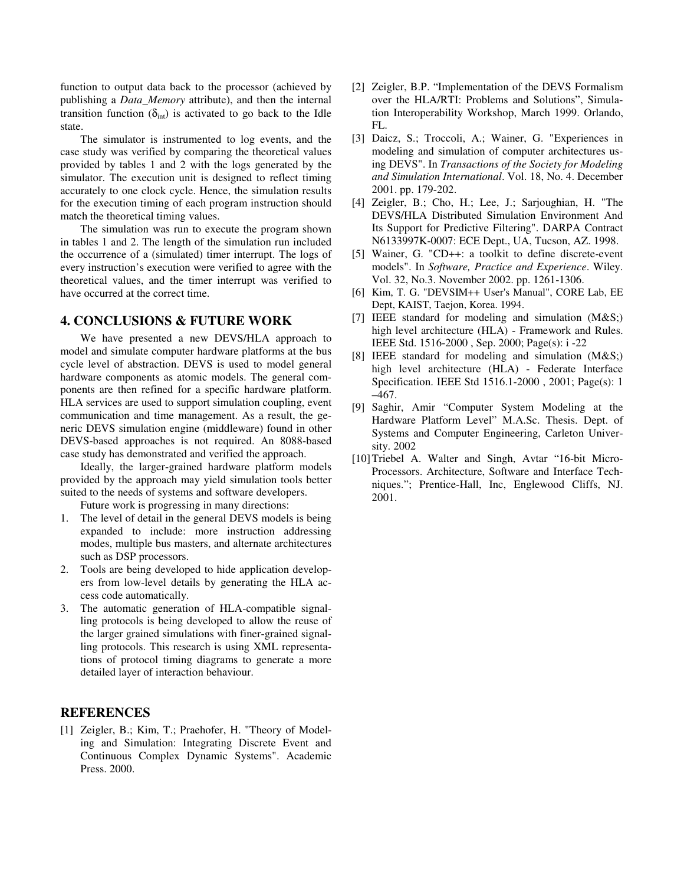function to output data back to the processor (achieved by publishing a *Data_Memory* attribute), and then the internal transition function ($\delta_{int}$) is activated to go back to the Idle state.

The simulator is instrumented to log events, and the case study was verified by comparing the theoretical values provided by tables 1 and 2 with the logs generated by the simulator. The execution unit is designed to reflect timing accurately to one clock cycle. Hence, the simulation results for the execution timing of each program instruction should match the theoretical timing values.

The simulation was run to execute the program shown in tables 1 and 2. The length of the simulation run included the occurrence of a (simulated) timer interrupt. The logs of every instruction's execution were verified to agree with the theoretical values, and the timer interrupt was verified to have occurred at the correct time.

## 4. CONCLUSIONS & FUTURE WORK

We have presented a new DEVS/HLA approach to model and simulate computer hardware platforms at the bus cycle level of abstraction. DEVS is used to model general hardware components as atomic models. The general components are then refined for a specific hardware platform. HLA services are used to support simulation coupling, event communication and time management. As a result, the generic DEVS simulation engine (middleware) found in other DEVS-based approaches is not required. An 8088-based case study has demonstrated and verified the approach.

Ideally, the larger-grained hardware platform models provided by the approach may yield simulation tools better suited to the needs of systems and software developers.

Future work is progressing in many directions:

1. The level of detail in the general DEVS models is being expanded to include: more instruction addressing modes, multiple bus masters, and alternate architectures such as DSP processors.
2. Tools are being developed to hide application developers from low-level details by generating the HLA access code automatically.
3. The automatic generation of HLA-compatible signalling protocols is being developed to allow the reuse of the larger grained simulations with finer-grained signalling protocols. This research is using XML representations of protocol timing diagrams to generate a more detailed layer of interaction behaviour.

## REFERENCES

[1] Zeigler, B.; Kim, T.; Praehofer, H. "Theory of Modeling and Simulation: Integrating Discrete Event and Continuous Complex Dynamic Systems". Academic Press. 2000.

[2] Zeigler, B.P. "Implementation of the DEVS Formalism over the HLA/RTI: Problems and Solutions", Simulation Interoperability Workshop, March 1999. Orlando, FL.

[3] Daicz, S.; Troccoli, A.; Wainer, G. "Experiences in modeling and simulation of computer architectures using DEVS". In *Transactions of the Society for Modeling and Simulation International*. Vol. 18, No. 4. December 2001. pp. 179-202.

[4] Zeigler, B.; Cho, H.; Lee, J.; Sarjoughian, H. "The DEVS/HLA Distributed Simulation Environment And Its Support for Predictive Filtering". DARPA Contract N6133997K-0007: ECE Dept., UA, Tucson, AZ. 1998.

[5] Wainer, G. "CD++: a toolkit to define discrete-event models". In *Software, Practice and Experience*. Wiley. Vol. 32, No.3. November 2002. pp. 1261-1306.

[6] Kim, T. G. "DEVSIM++ User's Manual", CORE Lab, EE Dept, KAIST, Taejon, Korea. 1994.

[7] IEEE standard for modeling and simulation (M&S;) high level architecture (HLA) - Framework and Rules. IEEE Std. 1516-2000 , Sep. 2000; Page(s): i -22

[8] IEEE standard for modeling and simulation (M&S;) high level architecture (HLA) - Federate Interface Specification. IEEE Std 1516.1-2000 , 2001; Page(s): 1 –467.

[9] Saghir, Amir "Computer System Modeling at the Hardware Platform Level" M.A.Sc. Thesis. Dept. of Systems and Computer Engineering, Carleton University. 2002

[10] Triebel A. Walter and Singh, Avtar "16-bit Micro-Processors. Architecture, Software and Interface Techniques."; Prentice-Hall, Inc, Englewood Cliffs, NJ. 2001.